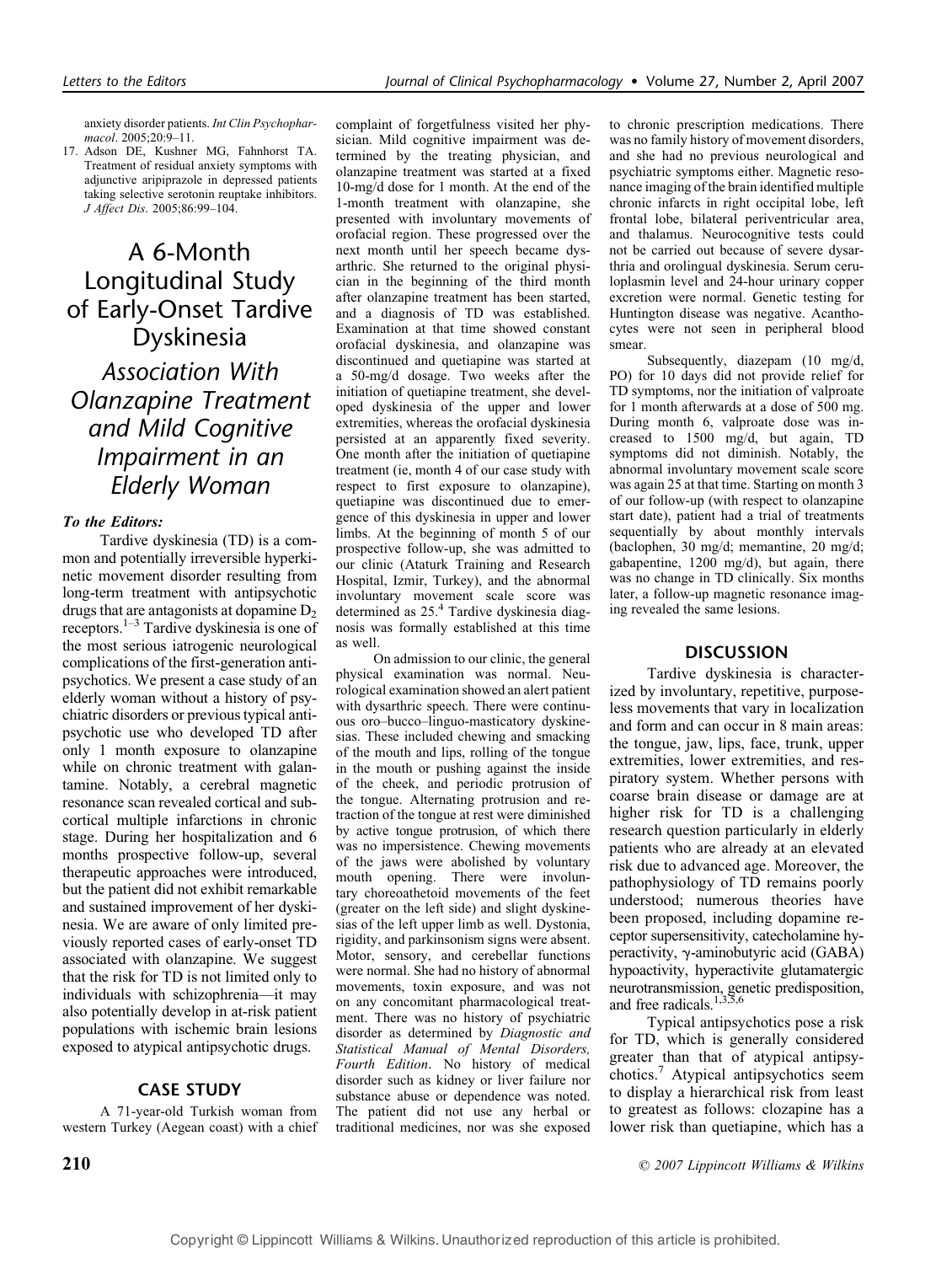anxiety disorder patients. *Int Clin Psychopharmacol*. 2005;20:9–11.

17. Adson DE, Kushner MG, Fahnhorst TA. Treatment of residual anxiety symptoms with adjunctive aripiprazole in depressed patients taking selective serotonin reuptake inhibitors. *J Affect Dis*. 2005;86:99–104.

# A 6-Month Longitudinal Study of Early-Onset Tardive Dyskinesia

## *Association With Olanzapine Treatment and Mild Cognitive Impairment in an Elderly Woman*

***To the Editors:***

Tardive dyskinesia (TD) is a common and potentially irreversible hyperkinetic movement disorder resulting from long-term treatment with antipsychotic drugs that are antagonists at dopamine $D_2$ receptors.[1–3] Tardive dyskinesia is one of the most serious iatrogenic neurological complications of the first-generation antipsychotics. We present a case study of an elderly woman without a history of psychiatric disorders or previous typical antipsychotic use who developed TD after only 1 month exposure to olanzapine while on chronic treatment with galantamine. Notably, a cerebral magnetic resonance scan revealed cortical and subcortical multiple infarctions in chronic stage. During her hospitalization and 6 months prospective follow-up, several therapeutic approaches were introduced, but the patient did not exhibit remarkable and sustained improvement of her dyskinesia. We are aware of only limited previously reported cases of early-onset TD associated with olanzapine. We suggest that the risk for TD is not limited only to individuals with schizophrenia—it may also potentially develop in at-risk patient populations with ischemic brain lesions exposed to atypical antipsychotic drugs.

## CASE STUDY

A 71-year-old Turkish woman from western Turkey (Aegean coast) with a chief complaint of forgetfulness visited her physician. Mild cognitive impairment was determined by the treating physician, and olanzapine treatment was started at a fixed 10-mg/d dose for 1 month. At the end of the 1-month treatment with olanzapine, she presented with involuntary movements of orofacial region. These progressed over the next month until her speech became dysarthric. She returned to the original physician in the beginning of the third month after olanzapine treatment has been started, and a diagnosis of TD was established. Examination at that time showed constant orofacial dyskinesia, and olanzapine was discontinued and quetiapine was started at a 50-mg/d dosage. Two weeks after the initiation of quetiapine treatment, she developed dyskinesia of the upper and lower extremities, whereas the orofacial dyskinesia persisted at an apparently fixed severity. One month after the initiation of quetiapine treatment (ie, month 4 of our case study with respect to first exposure to olanzapine), quetiapine was discontinued due to emergence of this dyskinesia in upper and lower limbs. At the beginning of month 5 of our prospective follow-up, she was admitted to our clinic (Ataturk Training and Research Hospital, Izmir, Turkey), and the abnormal involuntary movement scale score was determined as 25.[4] Tardive dyskinesia diagnosis was formally established at this time as well.

On admission to our clinic, the general physical examination was normal. Neurological examination showed an alert patient with dysarthric speech. There were continuous oro–bucco–linguo-masticatory dyskinesias. These included chewing and smacking of the mouth and lips, rolling of the tongue in the mouth or pushing against the inside of the cheek, and periodic protrusion of the tongue. Alternating protrusion and retraction of the tongue at rest were diminished by active tongue protrusion, of which there was no impersistence. Chewing movements of the jaws were abolished by voluntary mouth opening. There were involuntary choreoathetoid movements of the feet (greater on the left side) and slight dyskinesias of the left upper limb as well. Dystonia, rigidity, and parkinsonism signs were absent. Motor, sensory, and cerebellar functions were normal. She had no history of abnormal movements, toxin exposure, and was not on any concomitant pharmacological treatment. There was no history of psychiatric disorder as determined by *Diagnostic and Statistical Manual of Mental Disorders, Fourth Edition*. No history of medical disorder such as kidney or liver failure nor substance abuse or dependence was noted. The patient did not use any herbal or traditional medicines, nor was she exposed to chronic prescription medications. There was no family history of movement disorders, and she had no previous neurological and psychiatric symptoms either. Magnetic resonance imaging of the brain identified multiple chronic infarcts in right occipital lobe, left frontal lobe, bilateral periventricular area, and thalamus. Neurocognitive tests could not be carried out because of severe dysarthria and orolingual dyskinesia. Serum ceruloplasmin level and 24-hour urinary copper excretion were normal. Genetic testing for Huntington disease was negative. Acanthocytes were not seen in peripheral blood smear.

Subsequently, diazepam (10 mg/d, PO) for 10 days did not provide relief for TD symptoms, nor the initiation of valproate for 1 month afterwards at a dose of 500 mg. During month 6, valproate dose was increased to 1500 mg/d, but again, TD symptoms did not diminish. Notably, the abnormal involuntary movement scale score was again 25 at that time. Starting on month 3 of our follow-up (with respect to olanzapine start date), patient had a trial of treatments sequentially by about monthly intervals (baclophen, 30 mg/d; memantine, 20 mg/d; gabapentine, 1200 mg/d), but again, there was no change in TD clinically. Six months later, a follow-up magnetic resonance imaging revealed the same lesions.

## DISCUSSION

Tardive dyskinesia is characterized by involuntary, repetitive, purposeless movements that vary in localization and form and can occur in 8 main areas: the tongue, jaw, lips, face, trunk, upper extremities, lower extremities, and respiratory system. Whether persons with coarse brain disease or damage are at higher risk for TD is a challenging research question particularly in elderly patients who are already at an elevated risk due to advanced age. Moreover, the pathophysiology of TD remains poorly understood; numerous theories have been proposed, including dopamine receptor supersensitivity, catecholamine hyperactivity, γ-aminobutyric acid (GABA) hypoactivity, hyperactivite glutamatergic neurotransmission, genetic predisposition, and free radicals.[1,3,5,6]

Typical antipsychotics pose a risk for TD, which is generally considered greater than that of atypical antipsychotics.[7] Atypical antipsychotics seem to display a hierarchical risk from least to greatest as follows: clozapine has a lower risk than quetiapine, which has a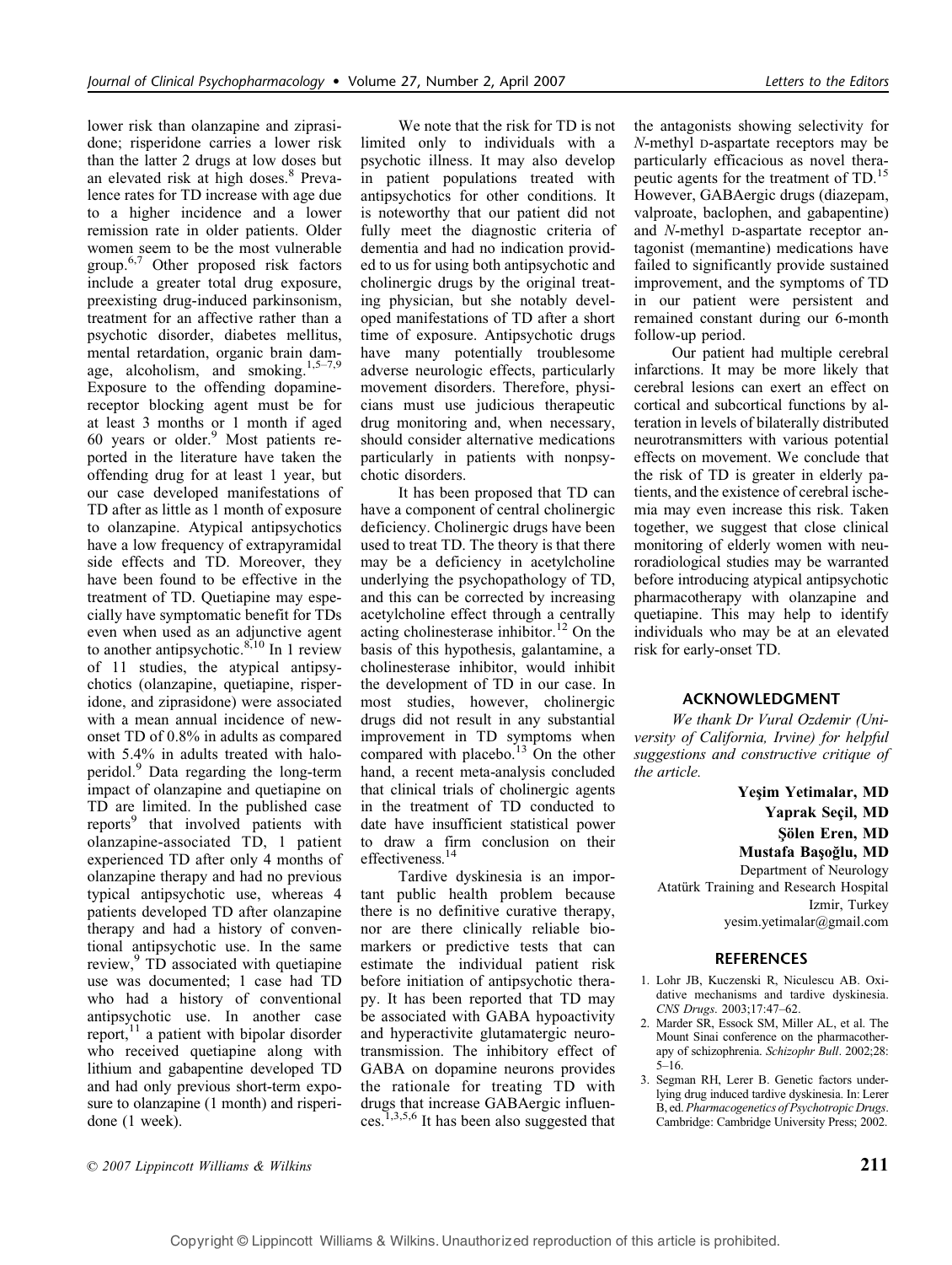lower risk than olanzapine and ziprasidone; risperidone carries a lower risk than the latter 2 drugs at low doses but an elevated risk at high doses.[8] Prevalence rates for TD increase with age due to a higher incidence and a lower remission rate in older patients. Older women seem to be the most vulnerable group.[6,7] Other proposed risk factors include a greater total drug exposure, preexisting drug-induced parkinsonism, treatment for an affective rather than a psychotic disorder, diabetes mellitus, mental retardation, organic brain damage, alcoholism, and smoking.[1,5–7,9] Exposure to the offending dopamine-receptor blocking agent must be for at least 3 months or 1 month if aged 60 years or older.[9] Most patients reported in the literature have taken the offending drug for at least 1 year, but our case developed manifestations of TD after as little as 1 month of exposure to olanzapine. Atypical antipsychotics have a low frequency of extrapyramidal side effects and TD. Moreover, they have been found to be effective in the treatment of TD. Quetiapine may especially have symptomatic benefit for TDs even when used as an adjunctive agent to another antipsychotic.[8,10] In 1 review of 11 studies, the atypical antipsychotics (olanzapine, quetiapine, risperidone, and ziprasidone) were associated with a mean annual incidence of new-onset TD of 0.8% in adults as compared with 5.4% in adults treated with haloperidol.[9] Data regarding the long-term impact of olanzapine and quetiapine on TD are limited. In the published case reports[9] that involved patients with olanzapine-associated TD, 1 patient experienced TD after only 4 months of olanzapine therapy and had no previous typical antipsychotic use, whereas 4 patients developed TD after olanzapine therapy and had a history of conventional antipsychotic use. In the same review,[9] TD associated with quetiapine use was documented; 1 case had TD who had a history of conventional antipsychotic use. In another case report,[11] a patient with bipolar disorder who received quetiapine along with lithium and gabapentine developed TD and had only previous short-term exposure to olanzapine (1 month) and risperidone (1 week).

We note that the risk for TD is not limited only to individuals with a psychotic illness. It may also develop in patient populations treated with antipsychotics for other conditions. It is noteworthy that our patient did not fully meet the diagnostic criteria of dementia and had no indication provided to us for using both antipsychotic and cholinergic drugs by the original treating physician, but she notably developed manifestations of TD after a short time of exposure. Antipsychotic drugs have many potentially troublesome adverse neurologic effects, particularly movement disorders. Therefore, physicians must use judicious therapeutic drug monitoring and, when necessary, should consider alternative medications particularly in patients with nonpsychotic disorders.

It has been proposed that TD can have a component of central cholinergic deficiency. Cholinergic drugs have been used to treat TD. The theory is that there may be a deficiency in acetylcholine underlying the psychopathology of TD, and this can be corrected by increasing acetylcholine effect through a centrally acting cholinesterase inhibitor.[12] On the basis of this hypothesis, galantamine, a cholinesterase inhibitor, would inhibit the development of TD in our case. In most studies, however, cholinergic drugs did not result in any substantial improvement in TD symptoms when compared with placebo.[13] On the other hand, a recent meta-analysis concluded that clinical trials of cholinergic agents in the treatment of TD conducted to date have insufficient statistical power to draw a firm conclusion on their effectiveness.[14]

Tardive dyskinesia is an important public health problem because there is no definitive curative therapy, nor are there clinically reliable biomarkers or predictive tests that can estimate the individual patient risk before initiation of antipsychotic therapy. It has been reported that TD may be associated with GABA hypoactivity and hyperactivite glutamatergic neurotransmission. The inhibitory effect of GABA on dopamine neurons provides the rationale for treating TD with drugs that increase GABAergic influences.[1,3,5,6] It has been also suggested that the antagonists showing selectivity for *N*-methyl D-aspartate receptors may be particularly efficacious as novel therapeutic agents for the treatment of TD.[15] However, GABAergic drugs (diazepam, valproate, baclophen, and gabapentine) and *N*-methyl D-aspartate receptor antagonist (memantine) medications have failed to significantly provide sustained improvement, and the symptoms of TD in our patient were persistent and remained constant during our 6-month follow-up period.

Our patient had multiple cerebral infarctions. It may be more likely that cerebral lesions can exert an effect on cortical and subcortical functions by alteration in levels of bilaterally distributed neurotransmitters with various potential effects on movement. We conclude that the risk of TD is greater in elderly patients, and the existence of cerebral ischemia may even increase this risk. Taken together, we suggest that close clinical monitoring of elderly women with neuroradiological studies may be warranted before introducing atypical antipsychotic pharmacotherapy with olanzapine and quetiapine. This may help to identify individuals who may be at an elevated risk for early-onset TD.

## ACKNOWLEDGMENT

*We thank Dr Vural Ozdemir (University of California, Irvine) for helpful suggestions and constructive critique of the article.*

**Yeşim Yetimalar, MD**
**Yaprak Seçil, MD**
**Şölen Eren, MD**
**Mustafa Başoğlu, MD**
Department of Neurology
Atatürk Training and Research Hospital
Izmir, Turkey
yesim.yetimalar@gmail.com

## REFERENCES

1. Lohr JB, Kuczenski R, Niculescu AB. Oxidative mechanisms and tardive dyskinesia. *CNS Drugs*. 2003;17:47–62.
2. Marder SR, Essock SM, Miller AL, et al. The Mount Sinai conference on the pharmacotherapy of schizophrenia. *Schizophr Bull*. 2002;28:5–16.
3. Segman RH, Lerer B. Genetic factors underlying drug induced tardive dyskinesia. In: Lerer B, ed. *Pharmacogenetics of Psychotropic Drugs*. Cambridge: Cambridge University Press; 2002.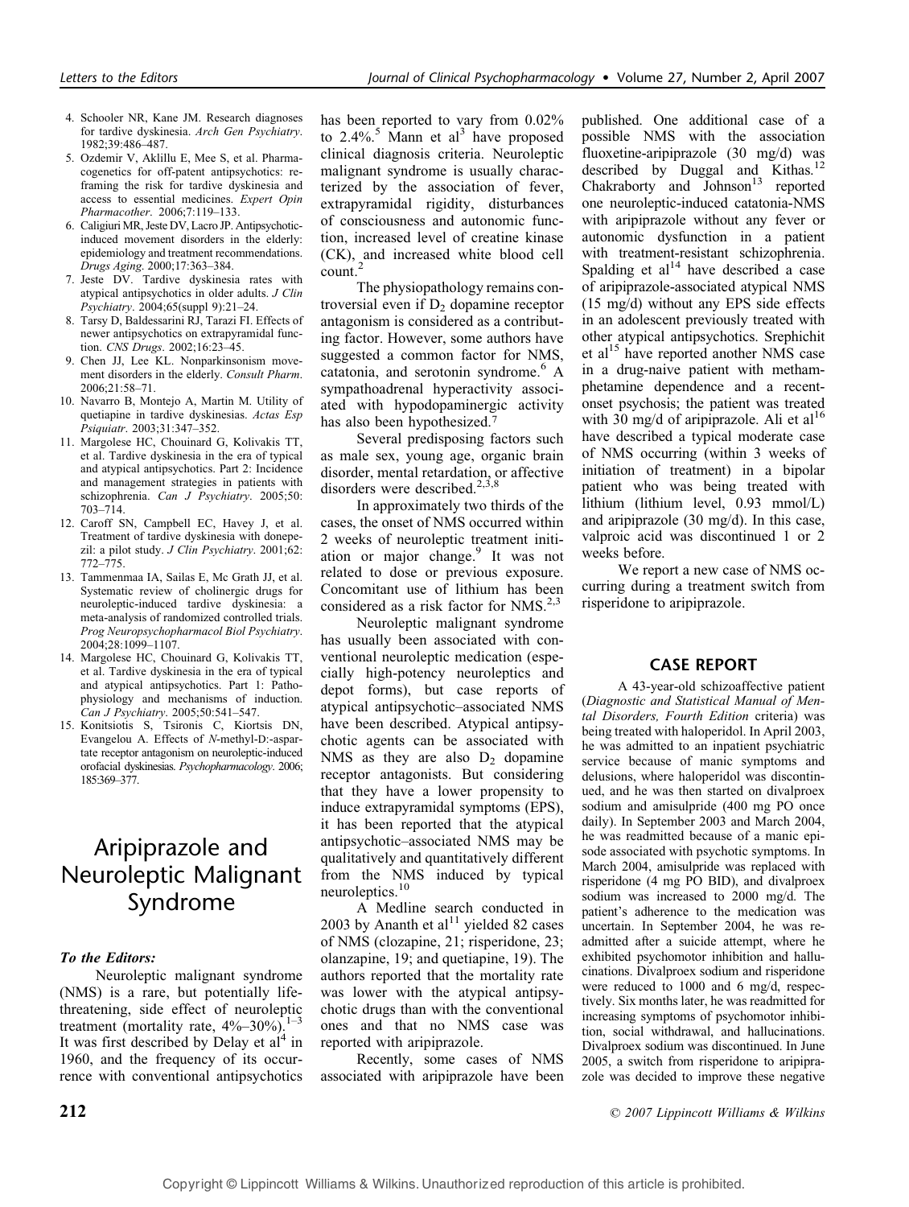4. Schooler NR, Kane JM. Research diagnoses for tardive dyskinesia. *Arch Gen Psychiatry*. 1982;39:486–487.
5. Ozdemir V, Aklillu E, Mee S, et al. Pharmacogenetics for off-patent antipsychotics: reframing the risk for tardive dyskinesia and access to essential medicines. *Expert Opin Pharmacother*. 2006;7:119–133.
6. Caligiuri MR, Jeste DV, Lacro JP. Antipsychotic-induced movement disorders in the elderly: epidemiology and treatment recommendations. *Drugs Aging*. 2000;17:363–384.
7. Jeste DV. Tardive dyskinesia rates with atypical antipsychotics in older adults. *J Clin Psychiatry*. 2004;65(suppl 9):21–24.
8. Tarsy D, Baldessarini RJ, Tarazi FI. Effects of newer antipsychotics on extrapyramidal function. *CNS Drugs*. 2002;16:23–45.
9. Chen JJ, Lee KL. Nonparkinsonism movement disorders in the elderly. *Consult Pharm*. 2006;21:58–71.
10. Navarro B, Montejo A, Martin M. Utility of quetiapine in tardive dyskinesias. *Actas Esp Psiquiatr*. 2003;31:347–352.
11. Margolese HC, Chouinard G, Kolivakis TT, et al. Tardive dyskinesia in the era of typical and atypical antipsychotics. Part 2: Incidence and management strategies in patients with schizophrenia. *Can J Psychiatry*. 2005;50:703–714.
12. Caroff SN, Campbell EC, Havey J, et al. Treatment of tardive dyskinesia with donepezil: a pilot study. *J Clin Psychiatry*. 2001;62:772–775.
13. Tammenmaa IA, Sailas E, Mc Grath JJ, et al. Systematic review of cholinergic drugs for neuroleptic-induced tardive dyskinesia: a meta-analysis of randomized controlled trials. *Prog Neuropsychopharmacol Biol Psychiatry*. 2004;28:1099–1107.
14. Margolese HC, Chouinard G, Kolivakis TT, et al. Tardive dyskinesia in the era of typical and atypical antipsychotics. Part 1: Pathophysiology and mechanisms of induction. *Can J Psychiatry*. 2005;50:541–547.
15. Konitsiotis S, Tsironis C, Kiortsis DN, Evangelou A. Effects of *N*-methyl-D:-aspartate receptor antagonism on neuroleptic-induced orofacial dyskinesias. *Psychopharmacology*. 2006;185:369–377.

# Aripiprazole and Neuroleptic Malignant Syndrome

***To the Editors:***

Neuroleptic malignant syndrome (NMS) is a rare, but potentially life-threatening, side effect of neuroleptic treatment (mortality rate, 4%–30%).[1–3] It was first described by Delay et al[4] in 1960, and the frequency of its occurrence with conventional antipsychotics has been reported to vary from 0.02% to 2.4%.[5] Mann et al[3] have proposed clinical diagnosis criteria. Neuroleptic malignant syndrome is usually characterized by the association of fever, extrapyramidal rigidity, disturbances of consciousness and autonomic function, increased level of creatine kinase (CK), and increased white blood cell count.[2]

The physiopathology remains controversial even if $D_2$ dopamine receptor antagonism is considered as a contributing factor. However, some authors have suggested a common factor for NMS, catatonia, and serotonin syndrome.[6] A sympathoadrenal hyperactivity associated with hypodopaminergic activity has also been hypothesized.[7]

Several predisposing factors such as male sex, young age, organic brain disorder, mental retardation, or affective disorders were described.[2,3,8]

In approximately two thirds of the cases, the onset of NMS occurred within 2 weeks of neuroleptic treatment initiation or major change.[9] It was not related to dose or previous exposure. Concomitant use of lithium has been considered as a risk factor for NMS.[2,3]

Neuroleptic malignant syndrome has usually been associated with conventional neuroleptic medication (especially high-potency neuroleptics and depot forms), but case reports of atypical antipsychotic–associated NMS have been described. Atypical antipsychotic agents can be associated with NMS as they are also $D_2$ dopamine receptor antagonists. But considering that they have a lower propensity to induce extrapyramidal symptoms (EPS), it has been reported that the atypical antipsychotic–associated NMS may be qualitatively and quantitatively different from the NMS induced by typical neuroleptics.[10]

A Medline search conducted in 2003 by Ananth et al[11] yielded 82 cases of NMS (clozapine, 21; risperidone, 23; olanzapine, 19; and quetiapine, 19). The authors reported that the mortality rate was lower with the atypical antipsychotic drugs than with the conventional ones and that no NMS case was reported with aripiprazole.

Recently, some cases of NMS associated with aripiprazole have been published. One additional case of a possible NMS with the association fluoxetine-aripiprazole (30 mg/d) was described by Duggal and Kithas.[12] Chakraborty and Johnson[13] reported one neuroleptic-induced catatonia-NMS with aripiprazole without any fever or autonomic dysfunction in a patient with treatment-resistant schizophrenia. Spalding et al[14] have described a case of aripiprazole-associated atypical NMS (15 mg/d) without any EPS side effects in an adolescent previously treated with other atypical antipsychotics. Srephichit et al[15] have reported another NMS case in a drug-naive patient with methamphetamine dependence and a recent-onset psychosis; the patient was treated with 30 mg/d of aripiprazole. Ali et al[16] have described a typical moderate case of NMS occurring (within 3 weeks of initiation of treatment) in a bipolar patient who was being treated with lithium (lithium level, 0.93 mmol/L) and aripiprazole (30 mg/d). In this case, valproic acid was discontinued 1 or 2 weeks before.

We report a new case of NMS occurring during a treatment switch from risperidone to aripiprazole.

## CASE REPORT

A 43-year-old schizoaffective patient (*Diagnostic and Statistical Manual of Mental Disorders, Fourth Edition* criteria) was being treated with haloperidol. In April 2003, he was admitted to an inpatient psychiatric service because of manic symptoms and delusions, where haloperidol was discontinued, and he was then started on divalproex sodium and amisulpride (400 mg PO once daily). In September 2003 and March 2004, he was readmitted because of a manic episode associated with psychotic symptoms. In March 2004, amisulpride was replaced with risperidone (4 mg PO BID), and divalproex sodium was increased to 2000 mg/d. The patient's adherence to the medication was uncertain. In September 2004, he was readmitted after a suicide attempt, where he exhibited psychomotor inhibition and hallucinations. Divalproex sodium and risperidone were reduced to 1000 and 6 mg/d, respectively. Six months later, he was readmitted for increasing symptoms of psychomotor inhibition, social withdrawal, and hallucinations. Divalproex sodium was discontinued. In June 2005, a switch from risperidone to aripiprazole was decided to improve these negative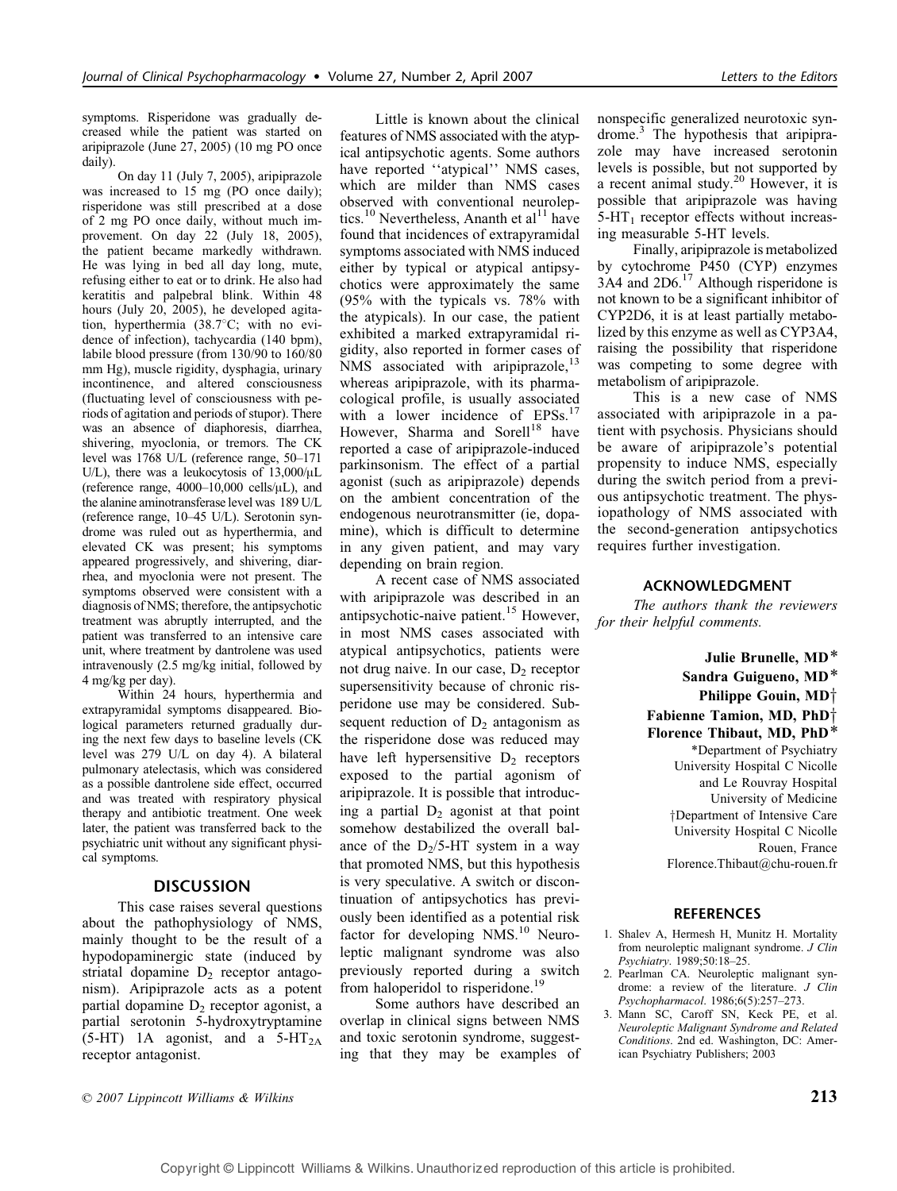symptoms. Risperidone was gradually decreased while the patient was started on aripiprazole (June 27, 2005) (10 mg PO once daily).

On day 11 (July 7, 2005), aripiprazole was increased to 15 mg (PO once daily); risperidone was still prescribed at a dose of 2 mg PO once daily, without much improvement. On day 22 (July 18, 2005), the patient became markedly withdrawn. He was lying in bed all day long, mute, refusing either to eat or to drink. He also had keratitis and palpebral blink. Within 48 hours (July 20, 2005), he developed agitation, hyperthermia (38.7°C; with no evidence of infection), tachycardia (140 bpm), labile blood pressure (from 130/90 to 160/80 mm Hg), muscle rigidity, dysphagia, urinary incontinence, and altered consciousness (fluctuating level of consciousness with periods of agitation and periods of stupor). There was an absence of diaphoresis, diarrhea, shivering, myoclonia, or tremors. The CK level was 1768 U/L (reference range, 50–171 U/L), there was a leukocytosis of 13,000/μL (reference range, 4000–10,000 cells/μL), and the alanine aminotransferase level was 189 U/L (reference range, 10–45 U/L). Serotonin syndrome was ruled out as hyperthermia, and elevated CK was present; his symptoms appeared progressively, and shivering, diarrhea, and myoclonia were not present. The symptoms observed were consistent with a diagnosis of NMS; therefore, the antipsychotic treatment was abruptly interrupted, and the patient was transferred to an intensive care unit, where treatment by dantrolene was used intravenously (2.5 mg/kg initial, followed by 4 mg/kg per day).

Within 24 hours, hyperthermia and extrapyramidal symptoms disappeared. Biological parameters returned gradually during the next few days to baseline levels (CK level was 279 U/L on day 4). A bilateral pulmonary atelectasis, which was considered as a possible dantrolene side effect, occurred and was treated with respiratory physical therapy and antibiotic treatment. One week later, the patient was transferred back to the psychiatric unit without any significant physical symptoms.

## DISCUSSION

This case raises several questions about the pathophysiology of NMS, mainly thought to be the result of a hypodopaminergic state (induced by striatal dopamine $D_2$ receptor antagonism). Aripiprazole acts as a potent partial dopamine $D_2$ receptor agonist, a partial serotonin 5-hydroxytryptamine (5-HT) 1A agonist, and a $5\text{-HT}_{2A}$ receptor antagonist.

Little is known about the clinical features of NMS associated with the atypical antipsychotic agents. Some authors have reported ''atypical'' NMS cases, which are milder than NMS cases observed with conventional neuroleptics.[10] Nevertheless, Ananth et al[11] have found that incidences of extrapyramidal symptoms associated with NMS induced either by typical or atypical antipsychotics were approximately the same (95% with the typicals vs. 78% with the atypicals). In our case, the patient exhibited a marked extrapyramidal rigidity, also reported in former cases of NMS associated with aripiprazole,[13] whereas aripiprazole, with its pharmacological profile, is usually associated with a lower incidence of EPSs.[17] However, Sharma and Sorell[18] have reported a case of aripiprazole-induced parkinsonism. The effect of a partial agonist (such as aripiprazole) depends on the ambient concentration of the endogenous neurotransmitter (ie, dopamine), which is difficult to determine in any given patient, and may vary depending on brain region.

A recent case of NMS associated with aripiprazole was described in an antipsychotic-naive patient.[15] However, in most NMS cases associated with atypical antipsychotics, patients were not drug naive. In our case, $D_2$ receptor supersensitivity because of chronic risperidone use may be considered. Subsequent reduction of $D_2$ antagonism as the risperidone dose was reduced may have left hypersensitive $D_2$ receptors exposed to the partial agonism of aripiprazole. It is possible that introducing a partial $D_2$ agonist at that point somehow destabilized the overall balance of the $D_2$/5-HT system in a way that promoted NMS, but this hypothesis is very speculative. A switch or discontinuation of antipsychotics has previously been identified as a potential risk factor for developing NMS.[10] Neuroleptic malignant syndrome was also previously reported during a switch from haloperidol to risperidone.[19]

Some authors have described an overlap in clinical signs between NMS and toxic serotonin syndrome, suggesting that they may be examples of nonspecific generalized neurotoxic syndrome.[3] The hypothesis that aripiprazole may have increased serotonin levels is possible, but not supported by a recent animal study.[20] However, it is possible that aripiprazole was having $5\text{-HT}_1$ receptor effects without increasing measurable 5-HT levels.

Finally, aripiprazole is metabolized by cytochrome P450 (CYP) enzymes 3A4 and 2D6.[17] Although risperidone is not known to be a significant inhibitor of CYP2D6, it is at least partially metabolized by this enzyme as well as CYP3A4, raising the possibility that risperidone was competing to some degree with metabolism of aripiprazole.

This is a new case of NMS associated with aripiprazole in a patient with psychosis. Physicians should be aware of aripiprazole's potential propensity to induce NMS, especially during the switch period from a previous antipsychotic treatment. The physiopathology of NMS associated with the second-generation antipsychotics requires further investigation.

## ACKNOWLEDGMENT

*The authors thank the reviewers for their helpful comments.*

**Julie Brunelle, MD***
**Sandra Guigueno, MD***
**Philippe Gouin, MD†**
**Fabienne Tamion, MD, PhD†**
**Florence Thibaut, MD, PhD***

*Department of Psychiatry
University Hospital C Nicolle
and Le Rouvray Hospital
University of Medicine
†Department of Intensive Care
University Hospital C Nicolle
Rouen, France
Florence.Thibaut@chu-rouen.fr

## REFERENCES

1. Shalev A, Hermesh H, Munitz H. Mortality from neuroleptic malignant syndrome. *J Clin Psychiatry*. 1989;50:18–25.
2. Pearlman CA. Neuroleptic malignant syndrome: a review of the literature. *J Clin Psychopharmacol*. 1986;6(5):257–273.
3. Mann SC, Caroff SN, Keck PE, et al. *Neuroleptic Malignant Syndrome and Related Conditions*. 2nd ed. Washington, DC: American Psychiatry Publishers; 2003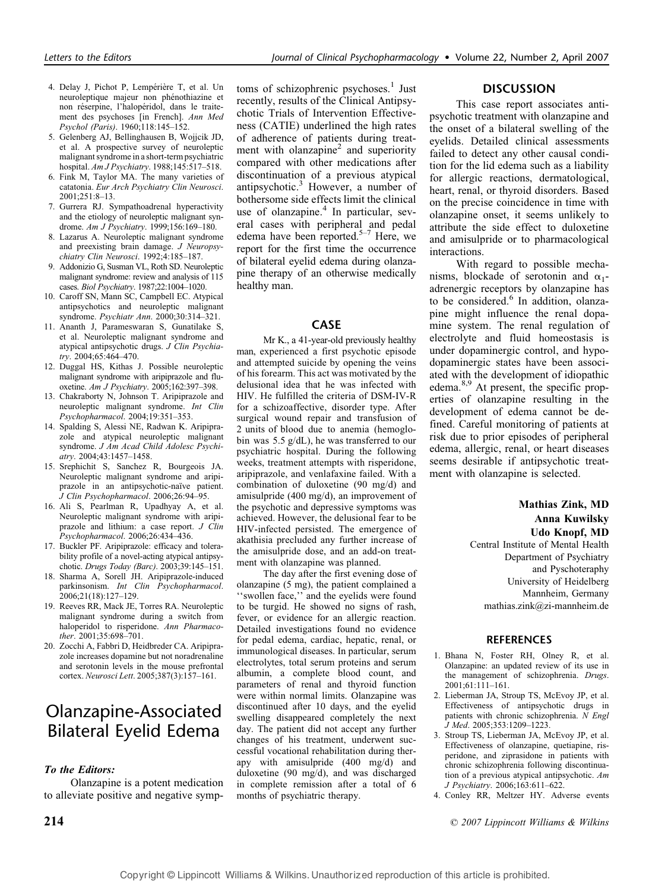4. Delay J, Pichot P, Lempérière T, et al. Un neuroleptique majeur non phénothiazine et non réserpine, l'halopéridol, dans le traitement des psychoses [in French]. *Ann Med Psychol (Paris)*. 1960;118:145–152.
5. Gelenberg AJ, Bellinghausen B, Wojjcik JD, et al. A prospective survey of neuroleptic malignant syndrome in a short-term psychiatric hospital. *Am J Psychiatry*. 1988;145:517–518.
6. Fink M, Taylor MA. The many varieties of catatonia. *Eur Arch Psychiatry Clin Neurosci*. 2001;251:8–13.
7. Gurrera RJ. Sympathoadrenal hyperactivity and the etiology of neuroleptic malignant syndrome. *Am J Psychiatry*. 1999;156:169–180.
8. Lazarus A. Neuroleptic malignant syndrome and preexisting brain damage. *J Neuropsychiatry Clin Neurosci*. 1992;4:185–187.
9. Addonizio G, Susman VL, Roth SD. Neuroleptic malignant syndrome: review and analysis of 115 cases. *Biol Psychiatry*. 1987;22:1004–1020.
10. Caroff SN, Mann SC, Campbell EC. Atypical antipsychotics and neuroleptic malignant syndrome. *Psychiatr Ann*. 2000;30:314–321.
11. Ananth J, Parameswaran S, Gunatilake S, et al. Neuroleptic malignant syndrome and atypical antipsychotic drugs. *J Clin Psychiatry*. 2004;65:464–470.
12. Duggal HS, Kithas J. Possible neuroleptic malignant syndrome with aripiprazole and fluoxetine. *Am J Psychiatry*. 2005;162:397–398.
13. Chakraborty N, Johnson T. Aripiprazole and neuroleptic malignant syndrome. *Int Clin Psychopharmacol*. 2004;19:351–353.
14. Spalding S, Alessi NE, Radwan K. Aripiprazole and atypical neuroleptic malignant syndrome. *J Am Acad Child Adolesc Psychiatry*. 2004;43:1457–1458.
15. Srephichit S, Sanchez R, Bourgeois JA. Neuroleptic malignant syndrome and aripiprazole in an antipsychotic-naïve patient. *J Clin Psychopharmacol*. 2006;26:94–95.
16. Ali S, Pearlman R, Upadhyay A, et al. Neuroleptic malignant syndrome with aripiprazole and lithium: a case report. *J Clin Psychopharmacol*. 2006;26:434–436.
17. Buckler PF. Aripiprazole: efficacy and tolerability profile of a novel-acting atypical antipsychotic. *Drugs Today (Barc)*. 2003;39:145–151.
18. Sharma A, Sorell JH. Aripiprazole-induced parkinsonism. *Int Clin Psychopharmacol*. 2006;21(18):127–129.
19. Reeves RA, Mack JE, Torres RA. Neuroleptic malignant syndrome during a switch from haloperidol to risperidone. *Ann Pharmacother*. 2001;35:698–701.
20. Zocchi A, Fabbri D, Heidbreder CA. Aripiprazole increases dopamine but not noradrenaline and serotonin levels in the mouse prefrontal cortex. *Neurosci Lett*. 2005;387(3):157–161.

# Olanzapine-Associated Bilateral Eyelid Edema

***To the Editors:***

Olanzapine is a potent medication to alleviate positive and negative symptoms of schizophrenic psychoses.[1] Just recently, results of the Clinical Antipsychotic Trials of Intervention Effectiveness (CATIE) underlined the high rates of adherence of patients during treatment with olanzapine[2] and superiority compared with other medications after discontinuation of a previous atypical antipsychotic.[3] However, a number of bothersome side effects limit the clinical use of olanzapine.[4] In particular, several cases with peripheral and pedal edema have been reported.[5–7] Here, we report for the first time the occurrence of bilateral eyelid edema during olanzapine therapy of an otherwise medically healthy man.

## CASE

Mr K., a 41-year-old previously healthy man, experienced a first psychotic episode and attempted suicide by opening the veins of his forearm. This act was motivated by the delusional idea that he was infected with HIV. He fulfilled the criteria of DSM-IV-R for a schizoaffective, disorder type. After surgical wound repair and transfusion of 2 units of blood due to anemia (hemoglobin was 5.5 g/dL), he was transferred to our psychiatric hospital. During the following weeks, treatment attempts with risperidone, aripiprazole, and venlafaxine failed. With a combination of duloxetine (90 mg/d) and amisulpride (400 mg/d), an improvement of the psychotic and depressive symptoms was achieved. However, the delusional fear to be HIV-infected persisted. The emergence of akathisia precluded any further increase of the amisulpride dose, and an add-on treatment with olanzapine was planned.

The day after the first evening dose of olanzapine (5 mg), the patient complained a ''swollen face,'' and the eyelids were found to be turgid. He showed no signs of rash, fever, or evidence for an allergic reaction. Detailed investigations found no evidence for pedal edema, cardiac, hepatic, renal, or immunological diseases. In particular, serum electrolytes, total serum proteins and serum albumin, a complete blood count, and parameters of renal and thyroid function were within normal limits. Olanzapine was discontinued after 10 days, and the eyelid swelling disappeared completely the next day. The patient did not accept any further changes of his treatment, underwent successful vocational rehabilitation during therapy with amisulpride (400 mg/d) and duloxetine (90 mg/d), and was discharged in complete remission after a total of 6 months of psychiatric therapy.

## DISCUSSION

This case report associates antipsychotic treatment with olanzapine and the onset of a bilateral swelling of the eyelids. Detailed clinical assessments failed to detect any other causal condition for the lid edema such as a liability for allergic reactions, dermatological, heart, renal, or thyroid disorders. Based on the precise coincidence in time with olanzapine onset, it seems unlikely to attribute the side effect to duloxetine and amisulpride or to pharmacological interactions.

With regard to possible mechanisms, blockade of serotonin and $\alpha_1$-adrenergic receptors by olanzapine has to be considered.[6] In addition, olanzapine might influence the renal dopamine system. The renal regulation of electrolyte and fluid homeostasis is under dopaminergic control, and hypodopaminergic states have been associated with the development of idiopathic edema.[8,9] At present, the specific properties of olanzapine resulting in the development of edema cannot be defined. Careful monitoring of patients at risk due to prior episodes of peripheral edema, allergic, renal, or heart diseases seems desirable if antipsychotic treatment with olanzapine is selected.

**Mathias Zink, MD**
**Anna Kuwilsky**
**Udo Knopf, MD**
Central Institute of Mental Health
Department of Psychiatry
and Psychoteraphy
University of Heidelberg
Mannheim, Germany
mathias.zink@zi-mannheim.de

## REFERENCES

1. Bhana N, Foster RH, Olney R, et al. Olanzapine: an updated review of its use in the management of schizophrenia. *Drugs*. 2001;61:111–161.
2. Lieberman JA, Stroup TS, McEvoy JP, et al. Effectiveness of antipsychotic drugs in patients with chronic schizophrenia. *N Engl J Med*. 2005;353:1209–1223.
3. Stroup TS, Lieberman JA, McEvoy JP, et al. Effectiveness of olanzapine, quetiapine, risperidone, and ziprasidone in patients with chronic schizophrenia following discontinuation of a previous atypical antipsychotic. *Am J Psychiatry*. 2006;163:611–622.
4. Conley RR, Meltzer HY. Adverse events